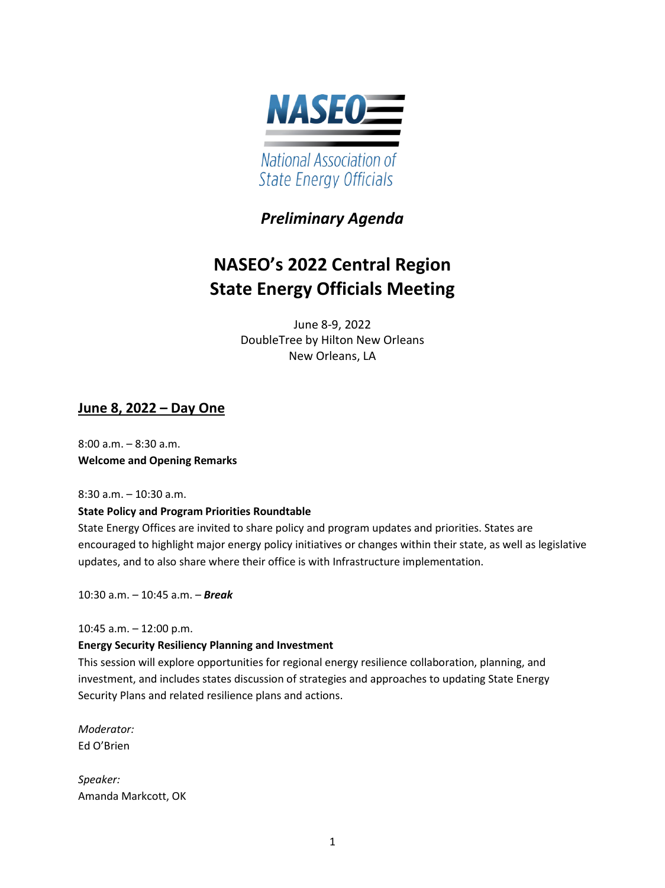NASEO

National Association of State Energy Officials

*Preliminary Agenda*

# NASEO's 2022 Central Region State Energy Officials Meeting

June 8-9, 2022
DoubleTree by Hilton New Orleans
New Orleans, LA

## June 8, 2022 – Day One

8:00 a.m. – 8:30 a.m.
**Welcome and Opening Remarks**

8:30 a.m. – 10:30 a.m.
**State Policy and Program Priorities Roundtable**
State Energy Offices are invited to share policy and program updates and priorities. States are encouraged to highlight major energy policy initiatives or changes within their state, as well as legislative updates, and to also share where their office is with Infrastructure implementation.

10:30 a.m. – 10:45 a.m. – ***Break***

10:45 a.m. – 12:00 p.m.
**Energy Security Resiliency Planning and Investment**
This session will explore opportunities for regional energy resilience collaboration, planning, and investment, and includes states discussion of strategies and approaches to updating State Energy Security Plans and related resilience plans and actions.

*Moderator:*
Ed O'Brien

*Speaker:*
Amanda Markcott, OK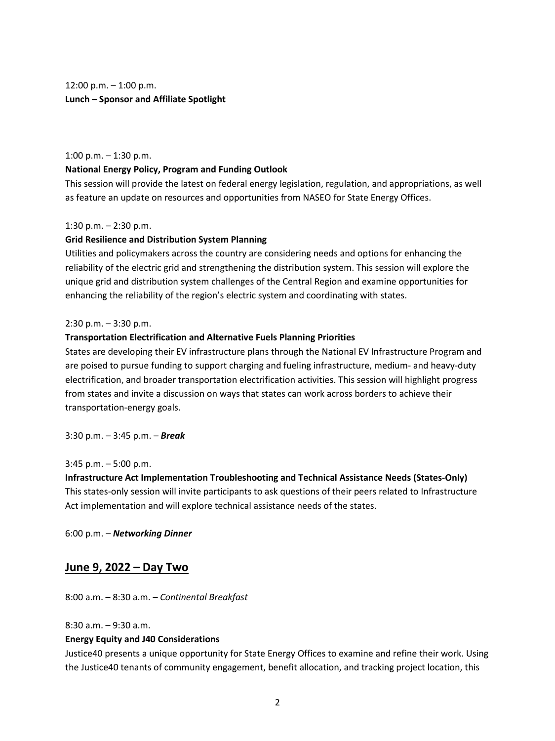12:00 p.m. – 1:00 p.m.
**Lunch – Sponsor and Affiliate Spotlight**

1:00 p.m. – 1:30 p.m.
**National Energy Policy, Program and Funding Outlook**
This session will provide the latest on federal energy legislation, regulation, and appropriations, as well as feature an update on resources and opportunities from NASEO for State Energy Offices.

1:30 p.m. – 2:30 p.m.
**Grid Resilience and Distribution System Planning**
Utilities and policymakers across the country are considering needs and options for enhancing the reliability of the electric grid and strengthening the distribution system. This session will explore the unique grid and distribution system challenges of the Central Region and examine opportunities for enhancing the reliability of the region's electric system and coordinating with states.

2:30 p.m. – 3:30 p.m.
**Transportation Electrification and Alternative Fuels Planning Priorities**
States are developing their EV infrastructure plans through the National EV Infrastructure Program and are poised to pursue funding to support charging and fueling infrastructure, medium- and heavy-duty electrification, and broader transportation electrification activities. This session will highlight progress from states and invite a discussion on ways that states can work across borders to achieve their transportation-energy goals.

3:30 p.m. – 3:45 p.m. – ***Break***

3:45 p.m. – 5:00 p.m.
**Infrastructure Act Implementation Troubleshooting and Technical Assistance Needs (States-Only)**
This states-only session will invite participants to ask questions of their peers related to Infrastructure Act implementation and will explore technical assistance needs of the states.

6:00 p.m. – ***Networking Dinner***

## June 9, 2022 – Day Two

8:00 a.m. – 8:30 a.m. – *Continental Breakfast*

8:30 a.m. – 9:30 a.m.
**Energy Equity and J40 Considerations**
Justice40 presents a unique opportunity for State Energy Offices to examine and refine their work. Using the Justice40 tenants of community engagement, benefit allocation, and tracking project location, this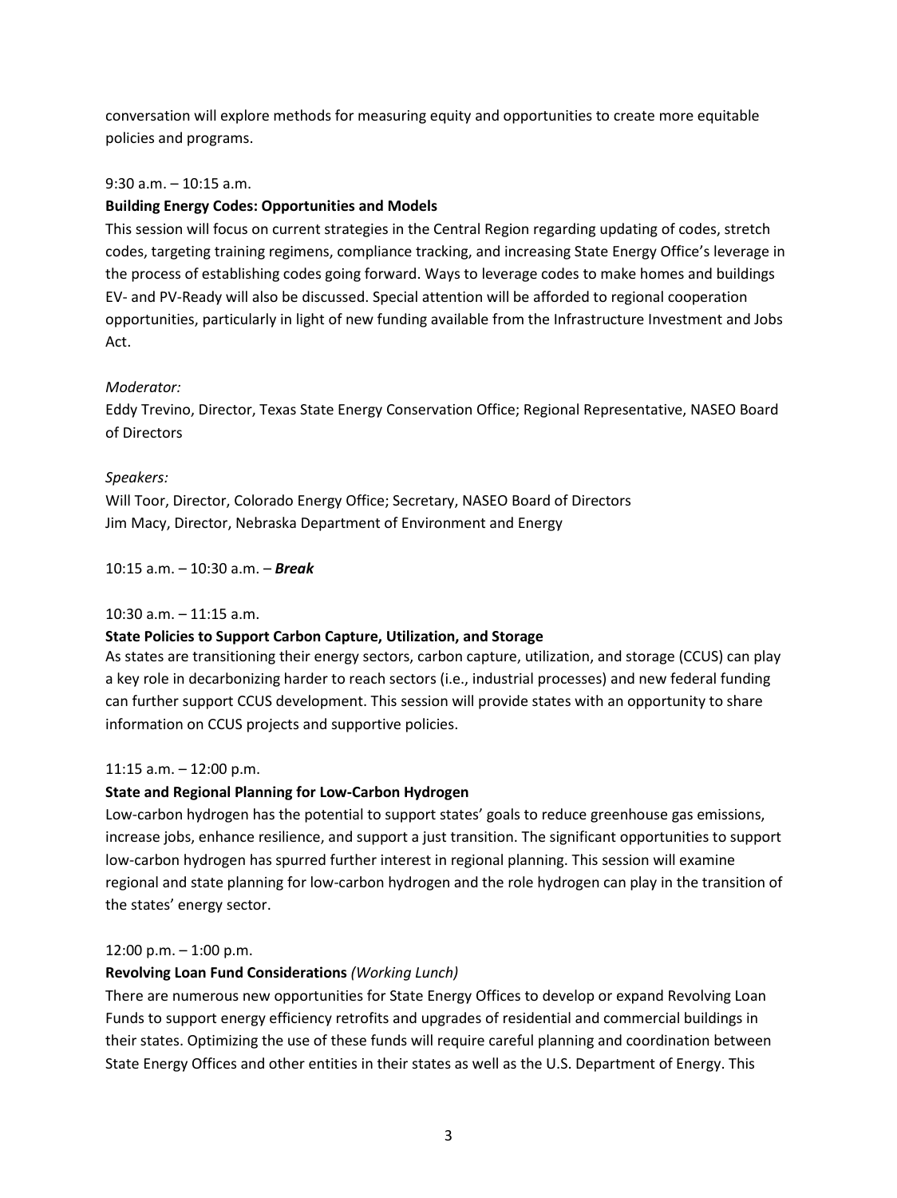conversation will explore methods for measuring equity and opportunities to create more equitable policies and programs.

9:30 a.m. – 10:15 a.m.

**Building Energy Codes: Opportunities and Models**

This session will focus on current strategies in the Central Region regarding updating of codes, stretch codes, targeting training regimens, compliance tracking, and increasing State Energy Office's leverage in the process of establishing codes going forward. Ways to leverage codes to make homes and buildings EV- and PV-Ready will also be discussed. Special attention will be afforded to regional cooperation opportunities, particularly in light of new funding available from the Infrastructure Investment and Jobs Act.

*Moderator:*

Eddy Trevino, Director, Texas State Energy Conservation Office; Regional Representative, NASEO Board of Directors

*Speakers:*

Will Toor, Director, Colorado Energy Office; Secretary, NASEO Board of Directors
Jim Macy, Director, Nebraska Department of Environment and Energy

10:15 a.m. – 10:30 a.m. – ***Break***

10:30 a.m. – 11:15 a.m.

**State Policies to Support Carbon Capture, Utilization, and Storage**

As states are transitioning their energy sectors, carbon capture, utilization, and storage (CCUS) can play a key role in decarbonizing harder to reach sectors (i.e., industrial processes) and new federal funding can further support CCUS development. This session will provide states with an opportunity to share information on CCUS projects and supportive policies.

11:15 a.m. – 12:00 p.m.

**State and Regional Planning for Low-Carbon Hydrogen**

Low-carbon hydrogen has the potential to support states' goals to reduce greenhouse gas emissions, increase jobs, enhance resilience, and support a just transition. The significant opportunities to support low-carbon hydrogen has spurred further interest in regional planning. This session will examine regional and state planning for low-carbon hydrogen and the role hydrogen can play in the transition of the states' energy sector.

12:00 p.m. – 1:00 p.m.

**Revolving Loan Fund Considerations** *(Working Lunch)*

There are numerous new opportunities for State Energy Offices to develop or expand Revolving Loan Funds to support energy efficiency retrofits and upgrades of residential and commercial buildings in their states. Optimizing the use of these funds will require careful planning and coordination between State Energy Offices and other entities in their states as well as the U.S. Department of Energy. This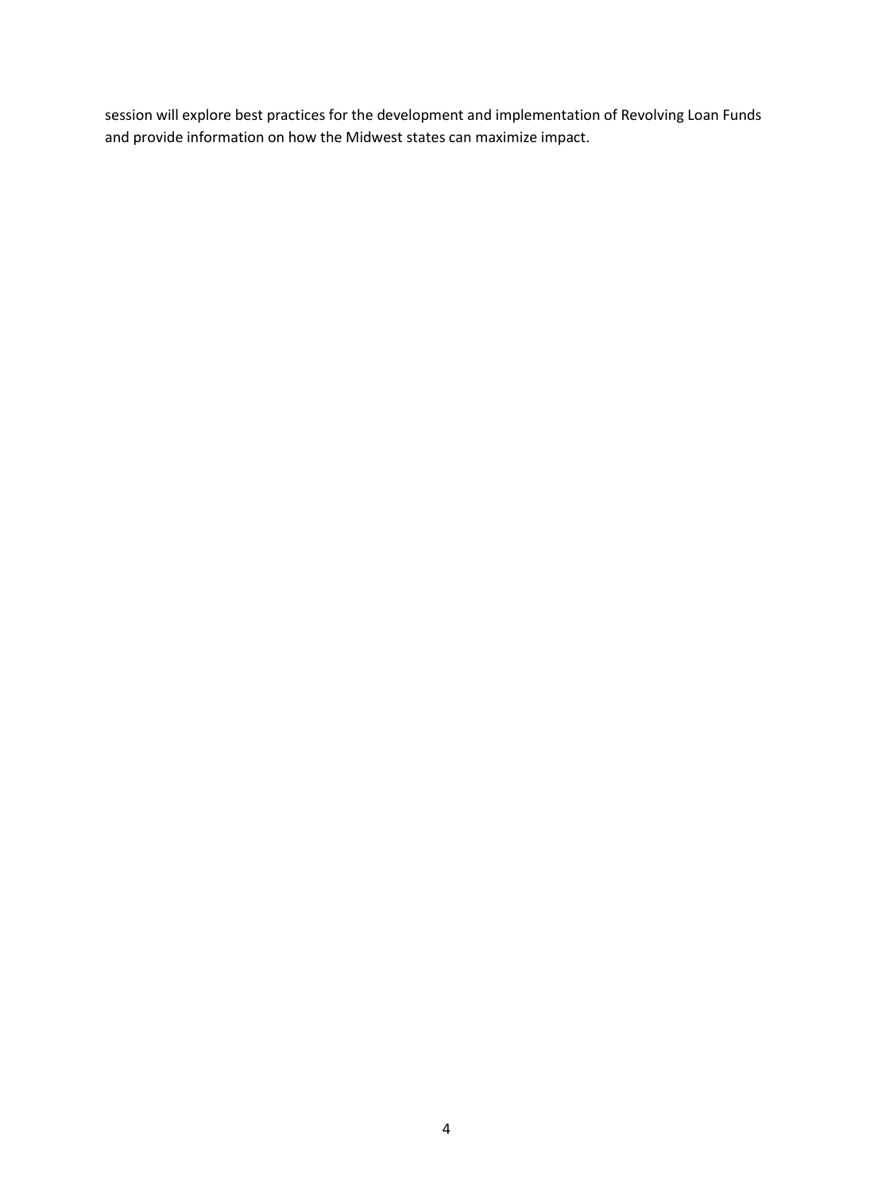session will explore best practices for the development and implementation of Revolving Loan Funds and provide information on how the Midwest states can maximize impact.